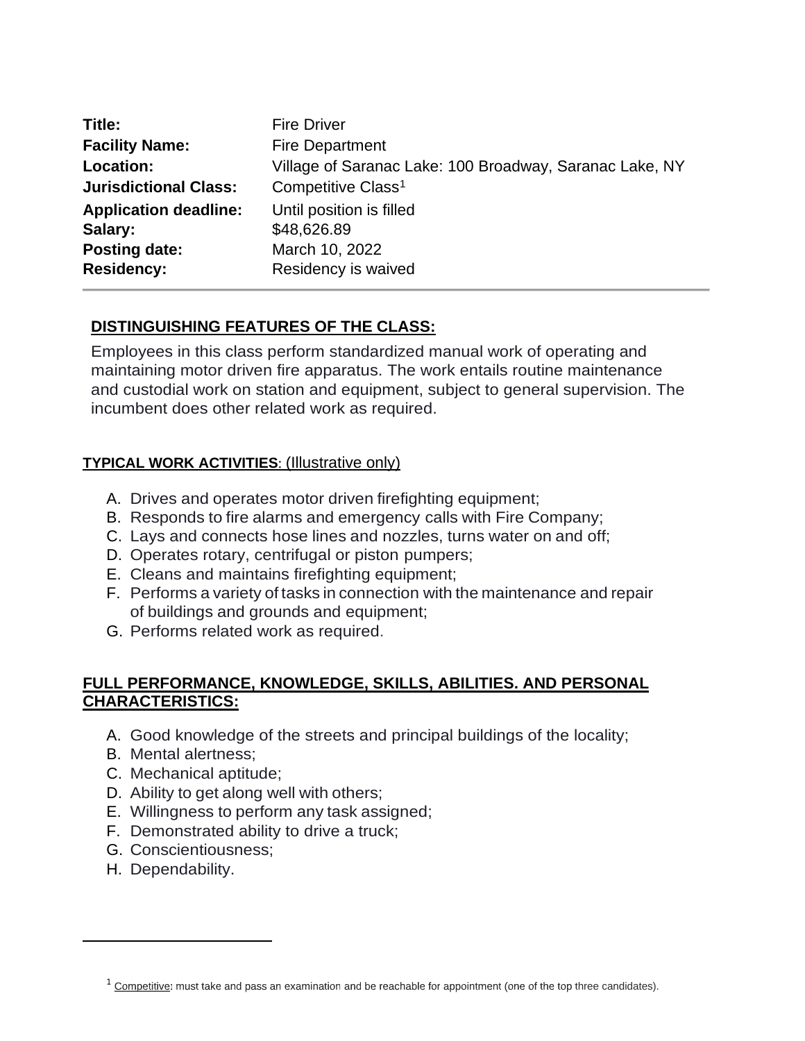| | |
|---|---|
| **Title:** | Fire Driver |
| **Facility Name:** | Fire Department |
| **Location:** | Village of Saranac Lake: 100 Broadway, Saranac Lake, NY |
| **Jurisdictional Class:** | Competitive Class[1] |
| **Application deadline:** | Until position is filled |
| **Salary:** | $48,626.89 |
| **Posting date:** | March 10, 2022 |
| **Residency:** | Residency is waived |

---

**DISTINGUISHING FEATURES OF THE CLASS:**

Employees in this class perform standardized manual work of operating and maintaining motor driven fire apparatus. The work entails routine maintenance and custodial work on station and equipment, subject to general supervision. The incumbent does other related work as required.

**TYPICAL WORK ACTIVITIES**: (Illustrative only)

A. Drives and operates motor driven firefighting equipment;
B. Responds to fire alarms and emergency calls with Fire Company;
C. Lays and connects hose lines and nozzles, turns water on and off;
D. Operates rotary, centrifugal or piston pumpers;
E. Cleans and maintains firefighting equipment;
F. Performs a variety of tasks in connection with the maintenance and repair of buildings and grounds and equipment;
G. Performs related work as required.

**FULL PERFORMANCE, KNOWLEDGE, SKILLS, ABILITIES. AND PERSONAL CHARACTERISTICS:**

A. Good knowledge of the streets and principal buildings of the locality;
B. Mental alertness;
C. Mechanical aptitude;
D. Ability to get along well with others;
E. Willingness to perform any task assigned;
F. Demonstrated ability to drive a truck;
G. Conscientiousness;
H. Dependability.

---

[1] Competitive: must take and pass an examination and be reachable for appointment (one of the top three candidates).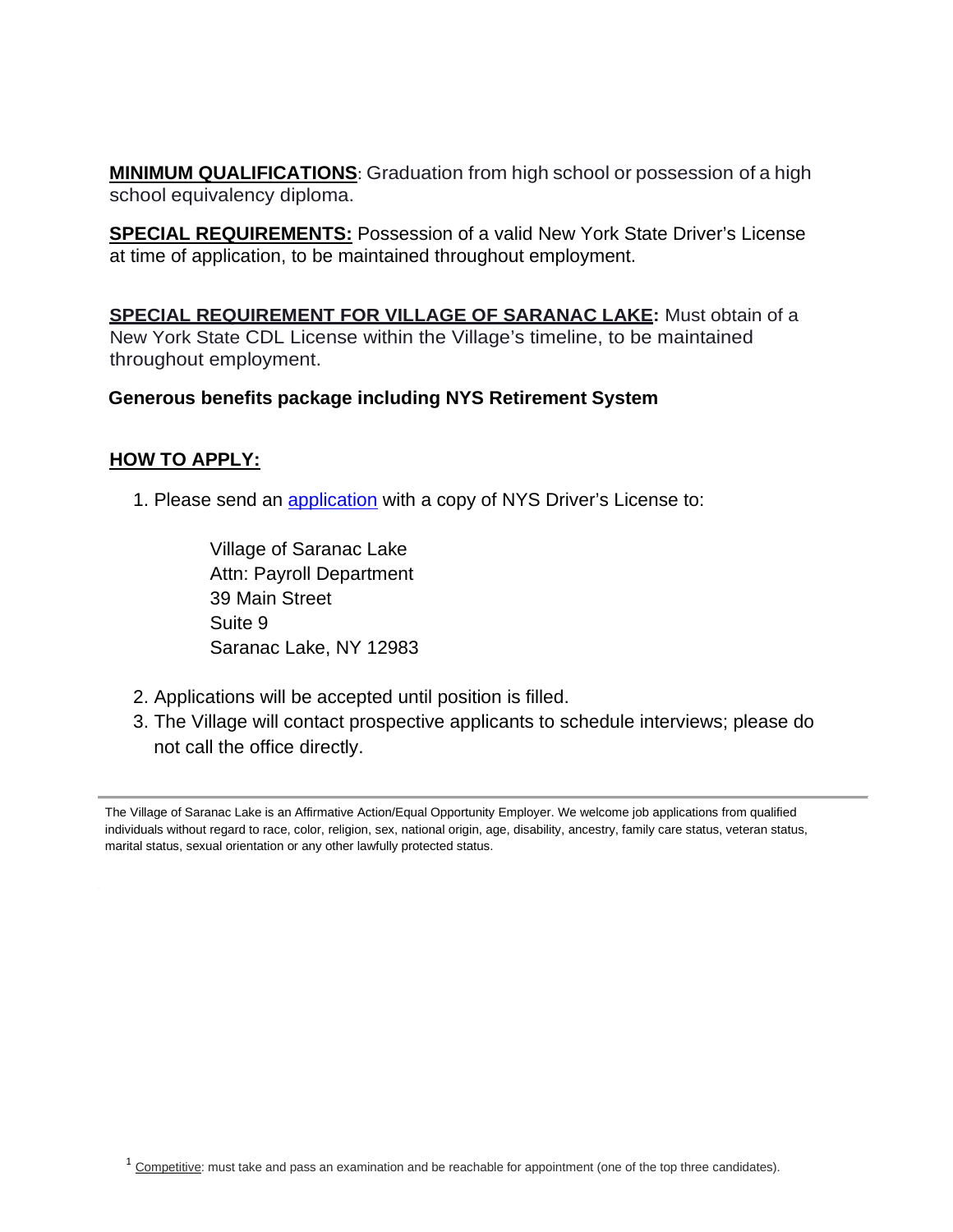**MINIMUM QUALIFICATIONS**: Graduation from high school or possession of a high school equivalency diploma.

**SPECIAL REQUIREMENTS:** Possession of a valid New York State Driver's License at time of application, to be maintained throughout employment.

**SPECIAL REQUIREMENT FOR VILLAGE OF SARANAC LAKE:** Must obtain of a New York State CDL License within the Village's timeline, to be maintained throughout employment.

**Generous benefits package including NYS Retirement System**

**HOW TO APPLY:**

1. Please send an application with a copy of NYS Driver's License to:

   Village of Saranac Lake
   Attn: Payroll Department
   39 Main Street
   Suite 9
   Saranac Lake, NY 12983

2. Applications will be accepted until position is filled.
3. The Village will contact prospective applicants to schedule interviews; please do not call the office directly.

---

The Village of Saranac Lake is an Affirmative Action/Equal Opportunity Employer. We welcome job applications from qualified individuals without regard to race, color, religion, sex, national origin, age, disability, ancestry, family care status, veteran status, marital status, sexual orientation or any other lawfully protected status.

[1] Competitive: must take and pass an examination and be reachable for appointment (one of the top three candidates).